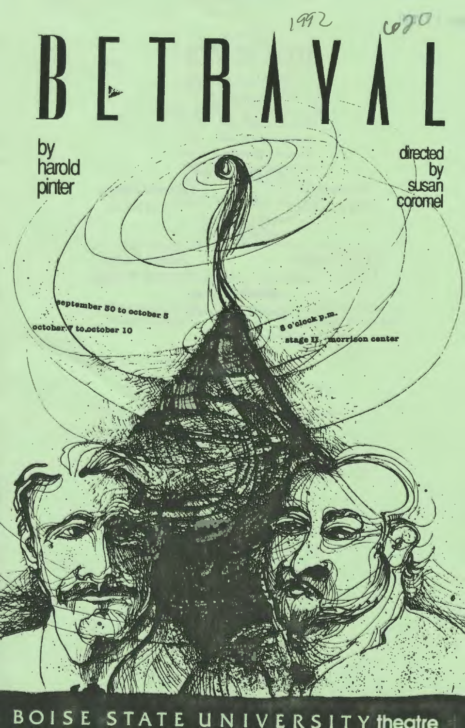1992 620

# BETRAYAL

by harold pinter

directed by susan coromel

september 30 to october 5

october 7 to october 10

8 o'clock p.m.

stage II morrison center

BOISE STATE UNIVERSITY theatre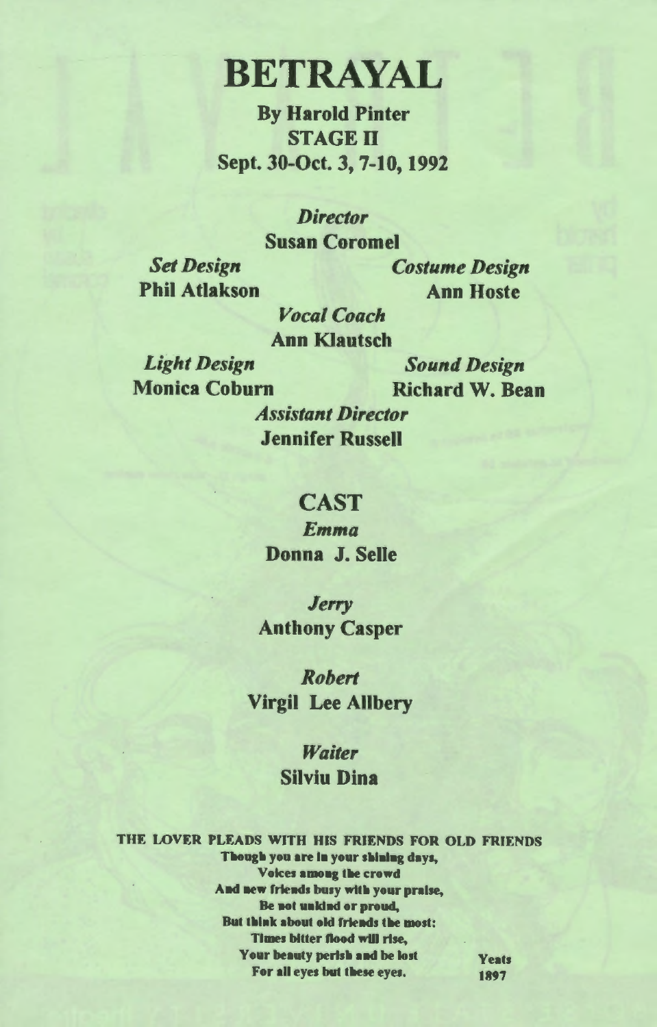# BETRAYAL

**By Harold Pinter**
**STAGE II**
**Sept. 30-Oct. 3, 7-10, 1992**

*Director*
**Susan Coromel**

*Set Design*
**Phil Atlakson**

*Costume Design*
**Ann Hoste**

*Vocal Coach*
**Ann Klautsch**

*Light Design*
**Monica Coburn**

*Sound Design*
**Richard W. Bean**

*Assistant Director*
**Jennifer Russell**

## CAST

*Emma*
**Donna J. Selle**

*Jerry*
**Anthony Casper**

*Robert*
**Virgil Lee Allbery**

*Waiter*
**Silviu Dina**

**THE LOVER PLEADS WITH HIS FRIENDS FOR OLD FRIENDS**

**Though you are in your shining days,**
**Voices among the crowd**
**And new friends busy with your praise,**
**Be not unkind or proud,**
**But think about old friends the most:**
**Times bitter flood will rise,**
**Your beauty perish and be lost**
**For all eyes but these eyes.**

**Yeats**
**1897**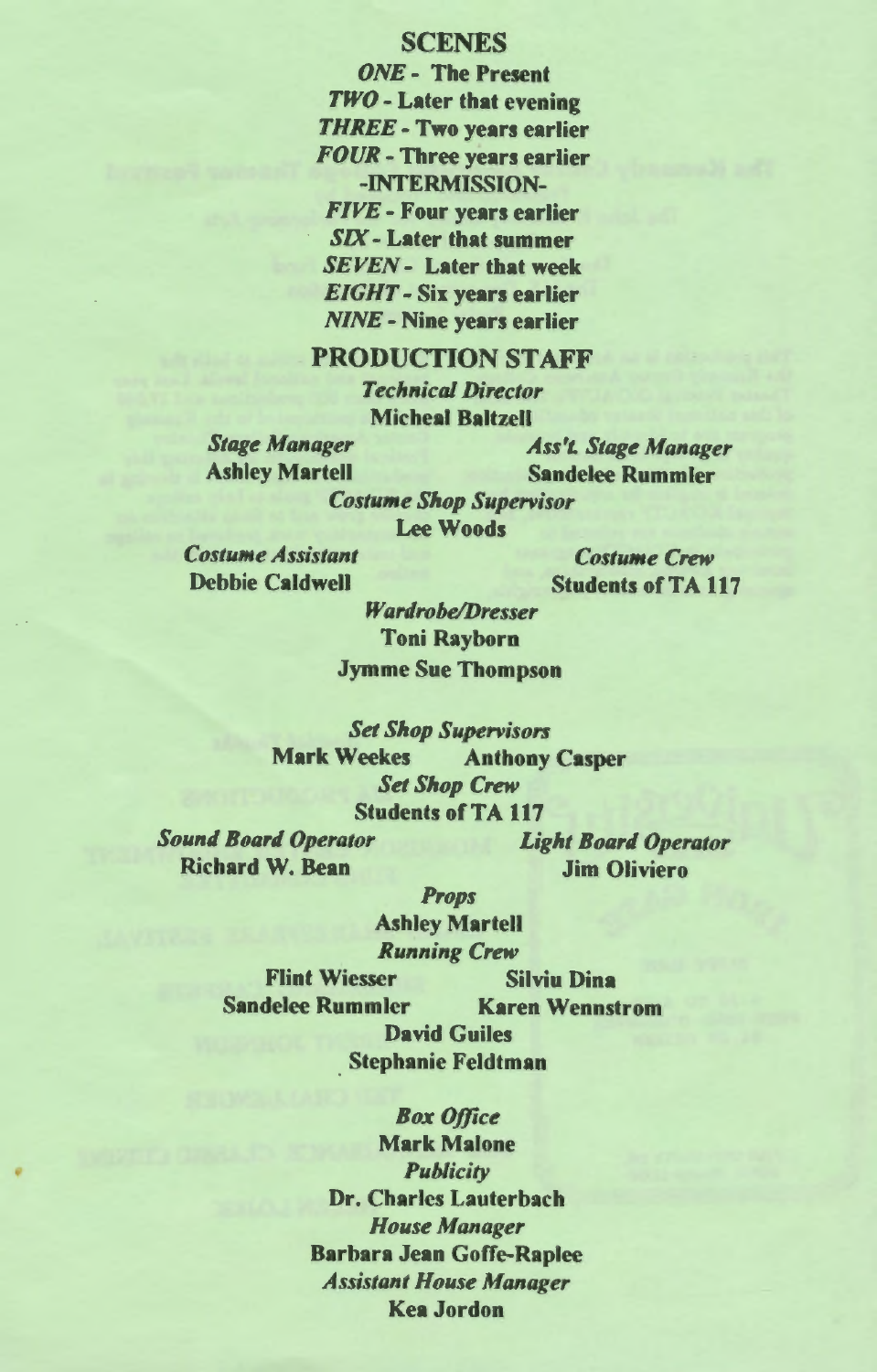## SCENES

*ONE* - **The Present**
*TWO* - **Later that evening**
*THREE* - **Two years earlier**
*FOUR* - **Three years earlier**

**-INTERMISSION-**

*FIVE* - **Four years earlier**
*SIX* - **Later that summer**
*SEVEN* - **Later that week**
*EIGHT* - **Six years earlier**
*NINE* - **Nine years earlier**

## PRODUCTION STAFF

*Technical Director*
**Micheal Baltzell**

*Stage Manager*
**Ashley Martell**

*Ass't. Stage Manager*
**Sandelee Rummler**

*Costume Shop Supervisor*
**Lee Woods**

*Costume Assistant*
**Debbie Caldwell**

*Costume Crew*
**Students of TA 117**

*Wardrobe/Dresser*
**Toni Rayborn**
**Jymme Sue Thompson**

*Set Shop Supervisors*
**Mark Weekes** **Anthony Casper**

*Set Shop Crew*
**Students of TA 117**

*Sound Board Operator*
**Richard W. Bean**

*Light Board Operator*
**Jim Oliviero**

*Props*
**Ashley Martell**

*Running Crew*
**Flint Wiesser** **Silviu Dina**
**Sandelee Rummler** **Karen Wennstrom**
**David Guiles**
**Stephanie Feldtman**

*Box Office*
**Mark Malone**

*Publicity*
**Dr. Charles Lauterbach**

*House Manager*
**Barbara Jean Goffe-Raplee**

*Assistant House Manager*
**Kea Jordon**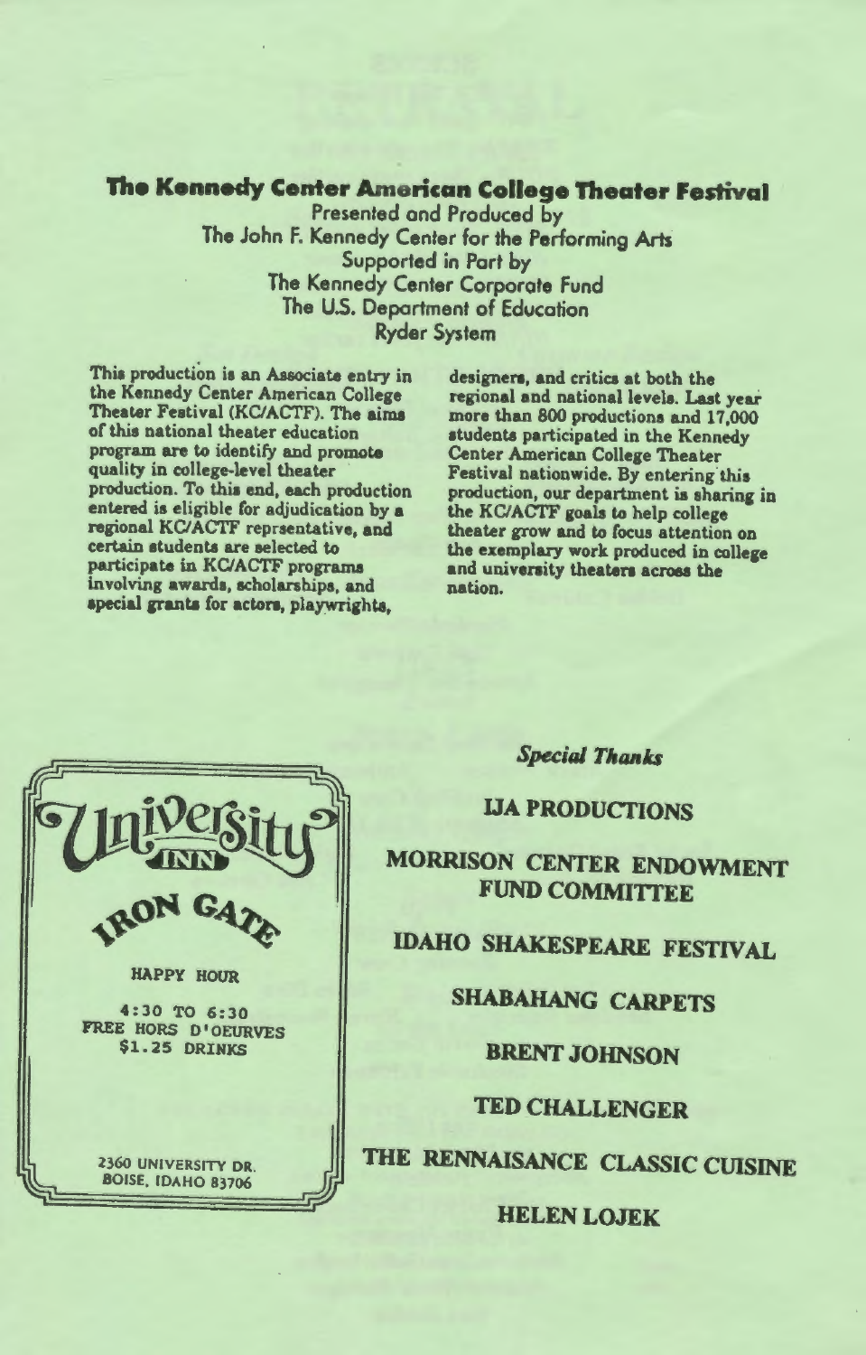## The Kennedy Center American College Theater Festival

Presented and Produced by
The John F. Kennedy Center for the Performing Arts
Supported in Part by
The Kennedy Center Corporate Fund
The U.S. Department of Education
Ryder System

This production is an Associate entry in the Kennedy Center American College Theater Festival (KC/ACTF). The aims of this national theater education program are to identify and promote quality in college-level theater production. To this end, each production entered is eligible for adjudication by a regional KC/ACTF reprsentative, and certain students are selected to participate in KC/ACTF programs involving awards, scholarships, and special grants for actors, playwrights, designers, and critics at both the regional and national levels. Last year more than 800 productions and 17,000 students participated in the Kennedy Center American College Theater Festival nationwide. By entering this production, our department is sharing in the KC/ACTF goals to help college theater grow and to focus attention on the exemplary work produced in college and university theaters across the nation.

**University INN**

**IRON GATE**

HAPPY HOUR

4:30 TO 6:30
FREE HORS D'OEURVES
$1.25 DRINKS

2360 UNIVERSITY DR.
BOISE, IDAHO 83706

*Special Thanks*

IJA PRODUCTIONS

MORRISON CENTER ENDOWMENT FUND COMMITTEE

IDAHO SHAKESPEARE FESTIVAL

SHABAHANG CARPETS

BRENT JOHNSON

TED CHALLENGER

THE RENNAISANCE CLASSIC CUISINE

HELEN LOJEK